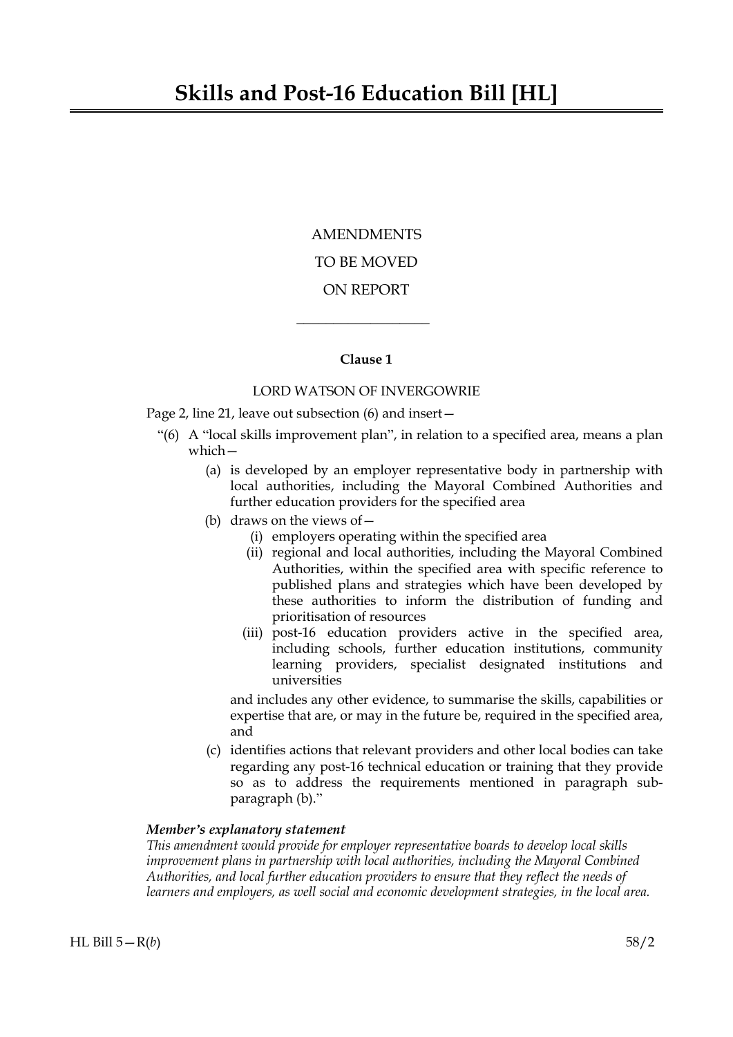# Skills and Post-16 Education Bill [HL]

AMENDMENTS

TO BE MOVED

ON REPORT

---

**Clause 1**

LORD WATSON OF INVERGOWRIE

Page 2, line 21, leave out subsection (6) and insert—

"(6) A "local skills improvement plan", in relation to a specified area, means a plan which—

(a) is developed by an employer representative body in partnership with local authorities, including the Mayoral Combined Authorities and further education providers for the specified area

(b) draws on the views of—

(i) employers operating within the specified area

(ii) regional and local authorities, including the Mayoral Combined Authorities, within the specified area with specific reference to published plans and strategies which have been developed by these authorities to inform the distribution of funding and prioritisation of resources

(iii) post-16 education providers active in the specified area, including schools, further education institutions, community learning providers, specialist designated institutions and universities

and includes any other evidence, to summarise the skills, capabilities or expertise that are, or may in the future be, required in the specified area, and

(c) identifies actions that relevant providers and other local bodies can take regarding any post-16 technical education or training that they provide so as to address the requirements mentioned in paragraph sub-paragraph (b)."

***Member's explanatory statement***

*This amendment would provide for employer representative boards to develop local skills improvement plans in partnership with local authorities, including the Mayoral Combined Authorities, and local further education providers to ensure that they reflect the needs of learners and employers, as well social and economic development strategies, in the local area.*

HL Bill 5—R(*b*) 58/2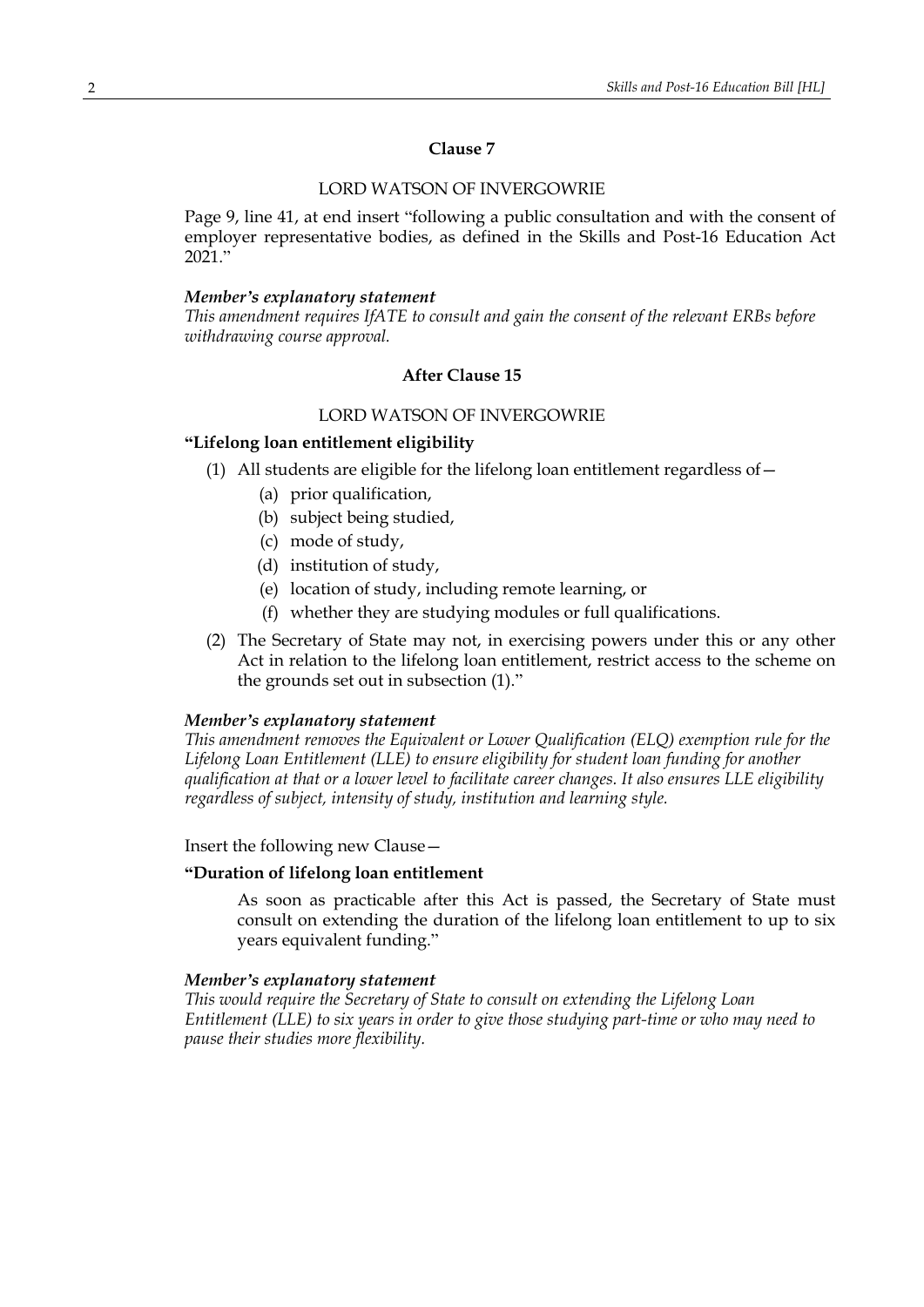### Clause 7

LORD WATSON OF INVERGOWRIE

Page 9, line 41, at end insert "following a public consultation and with the consent of employer representative bodies, as defined in the Skills and Post-16 Education Act 2021."

***Member's explanatory statement***

*This amendment requires IfATE to consult and gain the consent of the relevant ERBs before withdrawing course approval.*

### After Clause 15

LORD WATSON OF INVERGOWRIE

**"Lifelong loan entitlement eligibility**

(1) All students are eligible for the lifelong loan entitlement regardless of—

  (a) prior qualification,

  (b) subject being studied,

  (c) mode of study,

  (d) institution of study,

  (e) location of study, including remote learning, or

  (f) whether they are studying modules or full qualifications.

(2) The Secretary of State may not, in exercising powers under this or any other Act in relation to the lifelong loan entitlement, restrict access to the scheme on the grounds set out in subsection (1)."

***Member's explanatory statement***

*This amendment removes the Equivalent or Lower Qualification (ELQ) exemption rule for the Lifelong Loan Entitlement (LLE) to ensure eligibility for student loan funding for another qualification at that or a lower level to facilitate career changes. It also ensures LLE eligibility regardless of subject, intensity of study, institution and learning style.*

Insert the following new Clause—

**"Duration of lifelong loan entitlement**

As soon as practicable after this Act is passed, the Secretary of State must consult on extending the duration of the lifelong loan entitlement to up to six years equivalent funding."

***Member's explanatory statement***

*This would require the Secretary of State to consult on extending the Lifelong Loan Entitlement (LLE) to six years in order to give those studying part-time or who may need to pause their studies more flexibility.*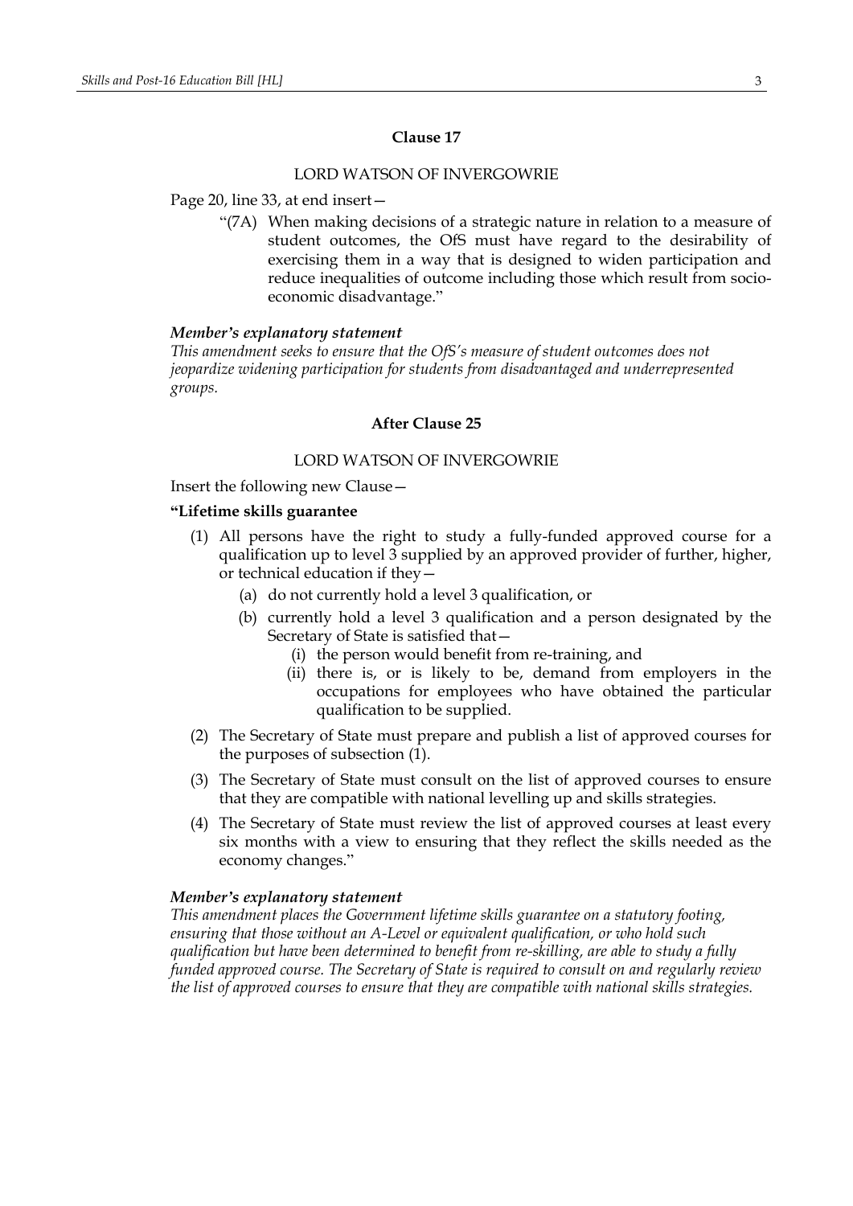## Clause 17

LORD WATSON OF INVERGOWRIE

Page 20, line 33, at end insert—

> "(7A) When making decisions of a strategic nature in relation to a measure of student outcomes, the OfS must have regard to the desirability of exercising them in a way that is designed to widen participation and reduce inequalities of outcome including those which result from socio-economic disadvantage."

***Member's explanatory statement***

*This amendment seeks to ensure that the OfS's measure of student outcomes does not jeopardize widening participation for students from disadvantaged and underrepresented groups.*

## After Clause 25

LORD WATSON OF INVERGOWRIE

Insert the following new Clause—

**"Lifetime skills guarantee**

(1) All persons have the right to study a fully-funded approved course for a qualification up to level 3 supplied by an approved provider of further, higher, or technical education if they—

   (a) do not currently hold a level 3 qualification, or

   (b) currently hold a level 3 qualification and a person designated by the Secretary of State is satisfied that—

      (i) the person would benefit from re-training, and

      (ii) there is, or is likely to be, demand from employers in the occupations for employees who have obtained the particular qualification to be supplied.

(2) The Secretary of State must prepare and publish a list of approved courses for the purposes of subsection (1).

(3) The Secretary of State must consult on the list of approved courses to ensure that they are compatible with national levelling up and skills strategies.

(4) The Secretary of State must review the list of approved courses at least every six months with a view to ensuring that they reflect the skills needed as the economy changes."

***Member's explanatory statement***

*This amendment places the Government lifetime skills guarantee on a statutory footing, ensuring that those without an A-Level or equivalent qualification, or who hold such qualification but have been determined to benefit from re-skilling, are able to study a fully funded approved course. The Secretary of State is required to consult on and regularly review the list of approved courses to ensure that they are compatible with national skills strategies.*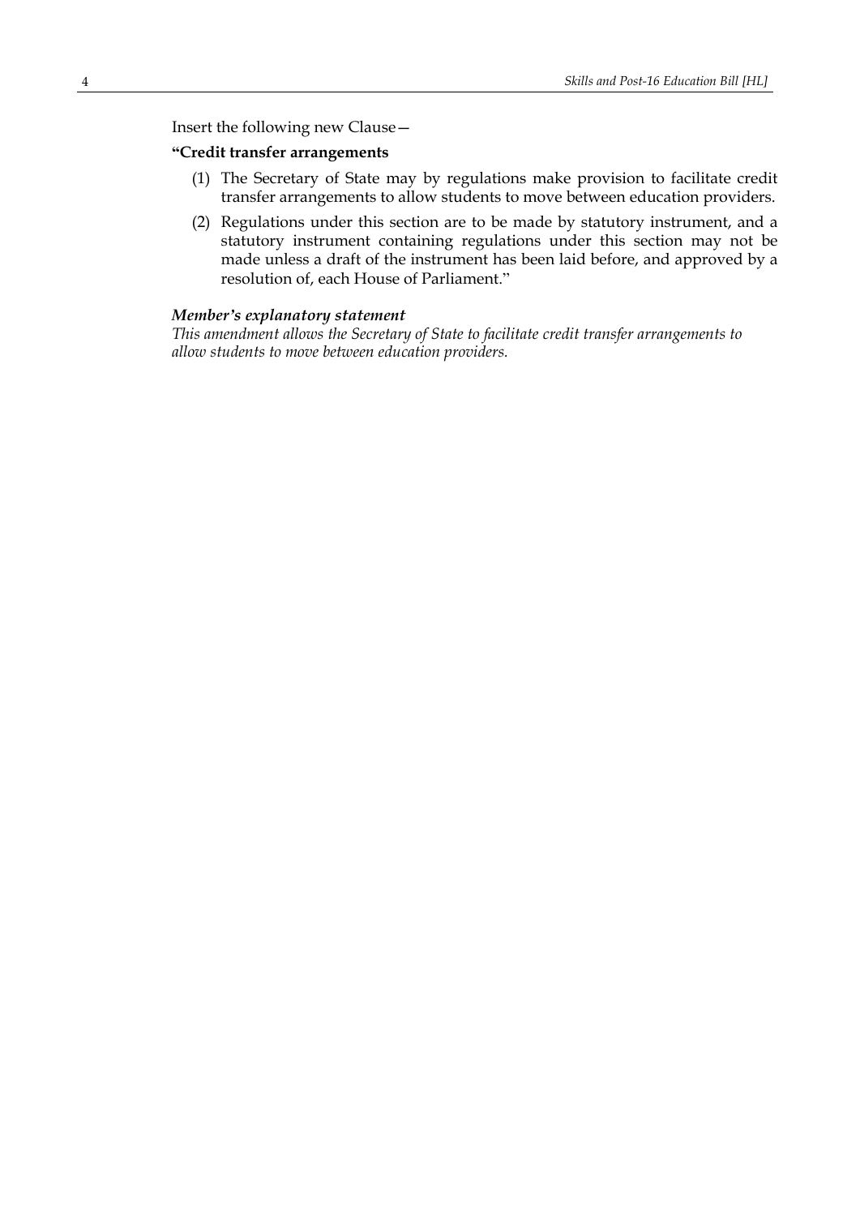Insert the following new Clause—

**"Credit transfer arrangements**

(1) The Secretary of State may by regulations make provision to facilitate credit transfer arrangements to allow students to move between education providers.

(2) Regulations under this section are to be made by statutory instrument, and a statutory instrument containing regulations under this section may not be made unless a draft of the instrument has been laid before, and approved by a resolution of, each House of Parliament."

***Member's explanatory statement***

*This amendment allows the Secretary of State to facilitate credit transfer arrangements to allow students to move between education providers.*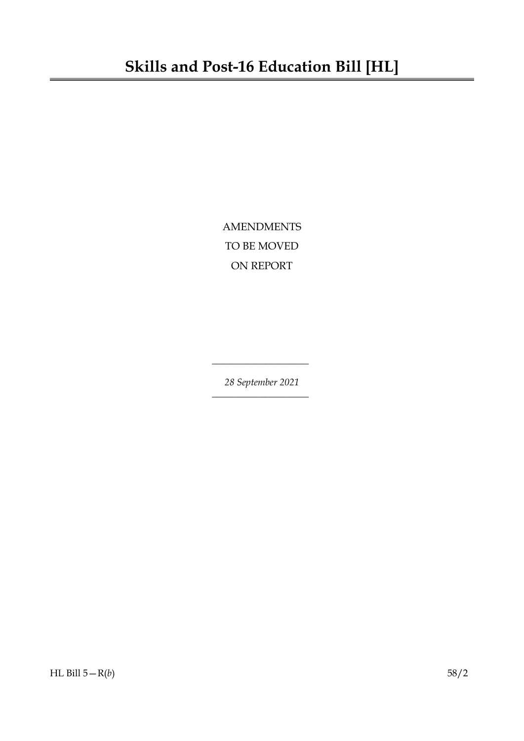# Skills and Post-16 Education Bill [HL]

AMENDMENTS
TO BE MOVED
ON REPORT

---

*28 September 2021*

---

HL Bill 5—R(*b*)

58/2